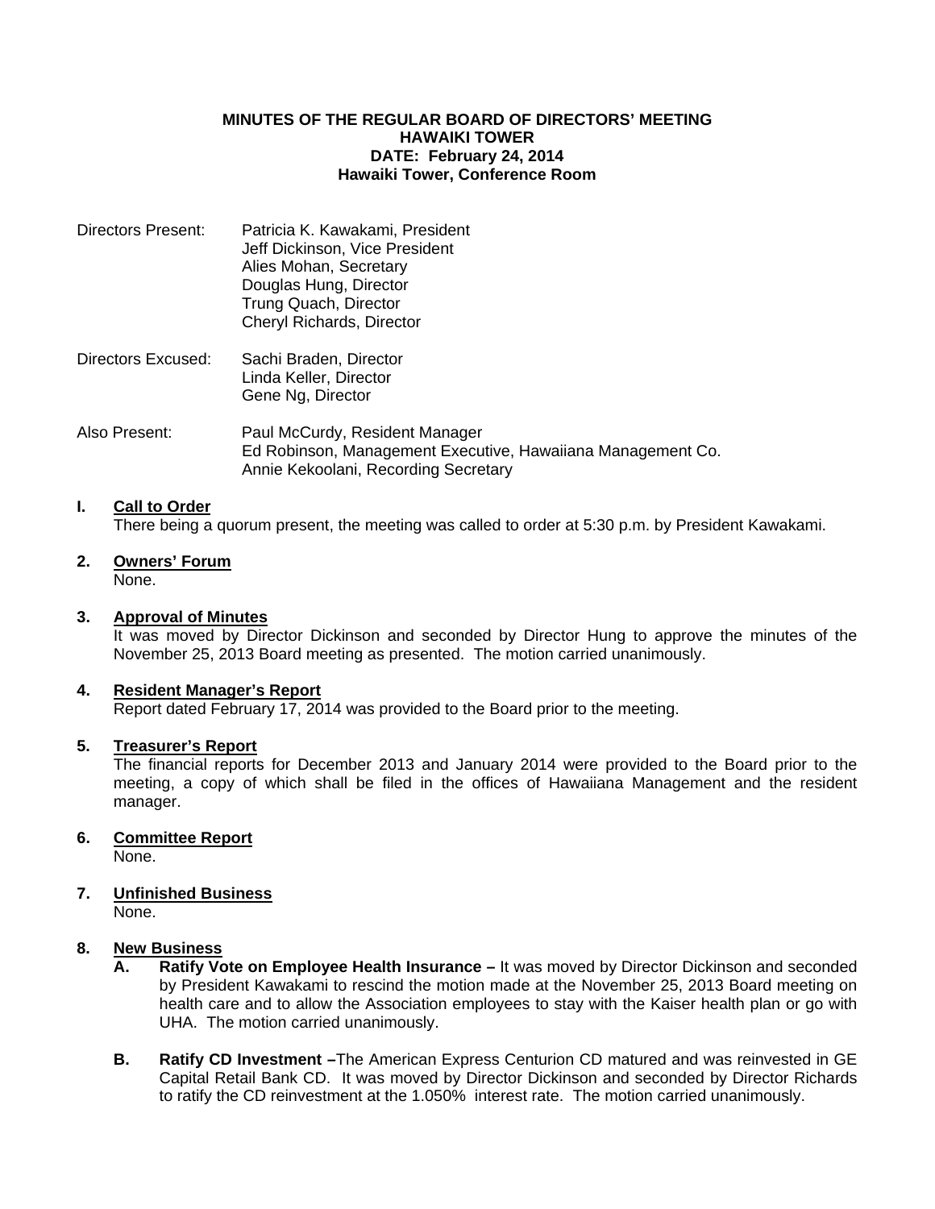**MINUTES OF THE REGULAR BOARD OF DIRECTORS' MEETING**
**HAWAIKI TOWER**
**DATE: February 24, 2014**
**Hawaiki Tower, Conference Room**

Directors Present: Patricia K. Kawakami, President
Jeff Dickinson, Vice President
Alies Mohan, Secretary
Douglas Hung, Director
Trung Quach, Director
Cheryl Richards, Director

Directors Excused: Sachi Braden, Director
Linda Keller, Director
Gene Ng, Director

Also Present: Paul McCurdy, Resident Manager
Ed Robinson, Management Executive, Hawaiiana Management Co.
Annie Kekoolani, Recording Secretary

**I. Call to Order**
There being a quorum present, the meeting was called to order at 5:30 p.m. by President Kawakami.

**2. Owners' Forum**
None.

**3. Approval of Minutes**
It was moved by Director Dickinson and seconded by Director Hung to approve the minutes of the November 25, 2013 Board meeting as presented. The motion carried unanimously.

**4. Resident Manager's Report**
Report dated February 17, 2014 was provided to the Board prior to the meeting.

**5. Treasurer's Report**
The financial reports for December 2013 and January 2014 were provided to the Board prior to the meeting, a copy of which shall be filed in the offices of Hawaiiana Management and the resident manager.

**6. Committee Report**
None.

**7. Unfinished Business**
None.

**8. New Business**

**A. Ratify Vote on Employee Health Insurance –** It was moved by Director Dickinson and seconded by President Kawakami to rescind the motion made at the November 25, 2013 Board meeting on health care and to allow the Association employees to stay with the Kaiser health plan or go with UHA. The motion carried unanimously.

**B. Ratify CD Investment –**The American Express Centurion CD matured and was reinvested in GE Capital Retail Bank CD. It was moved by Director Dickinson and seconded by Director Richards to ratify the CD reinvestment at the 1.050% interest rate. The motion carried unanimously.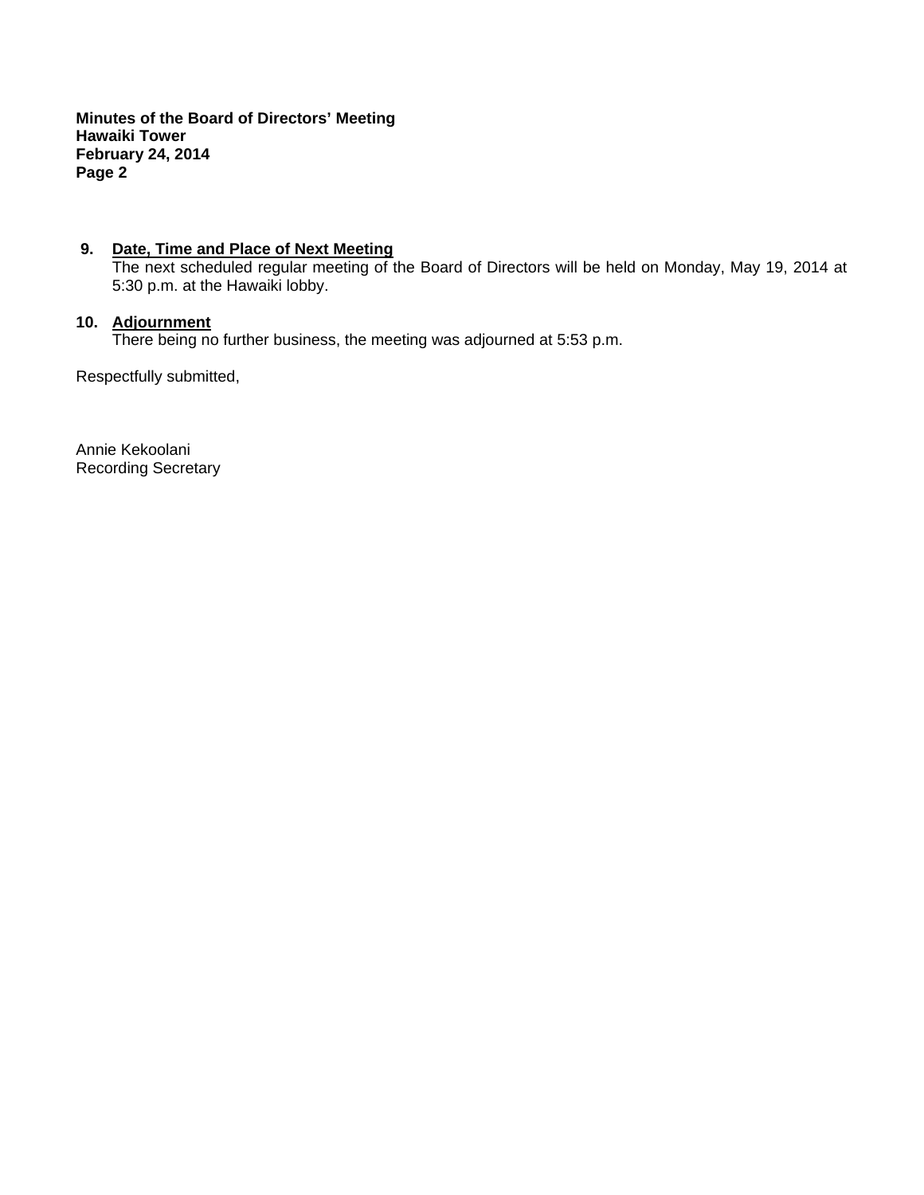9. **Date, Time and Place of Next Meeting**
   The next scheduled regular meeting of the Board of Directors will be held on Monday, May 19, 2014 at 5:30 p.m. at the Hawaiki lobby.

10. **Adjournment**
    There being no further business, the meeting was adjourned at 5:53 p.m.

Respectfully submitted,

Annie Kekoolani
Recording Secretary